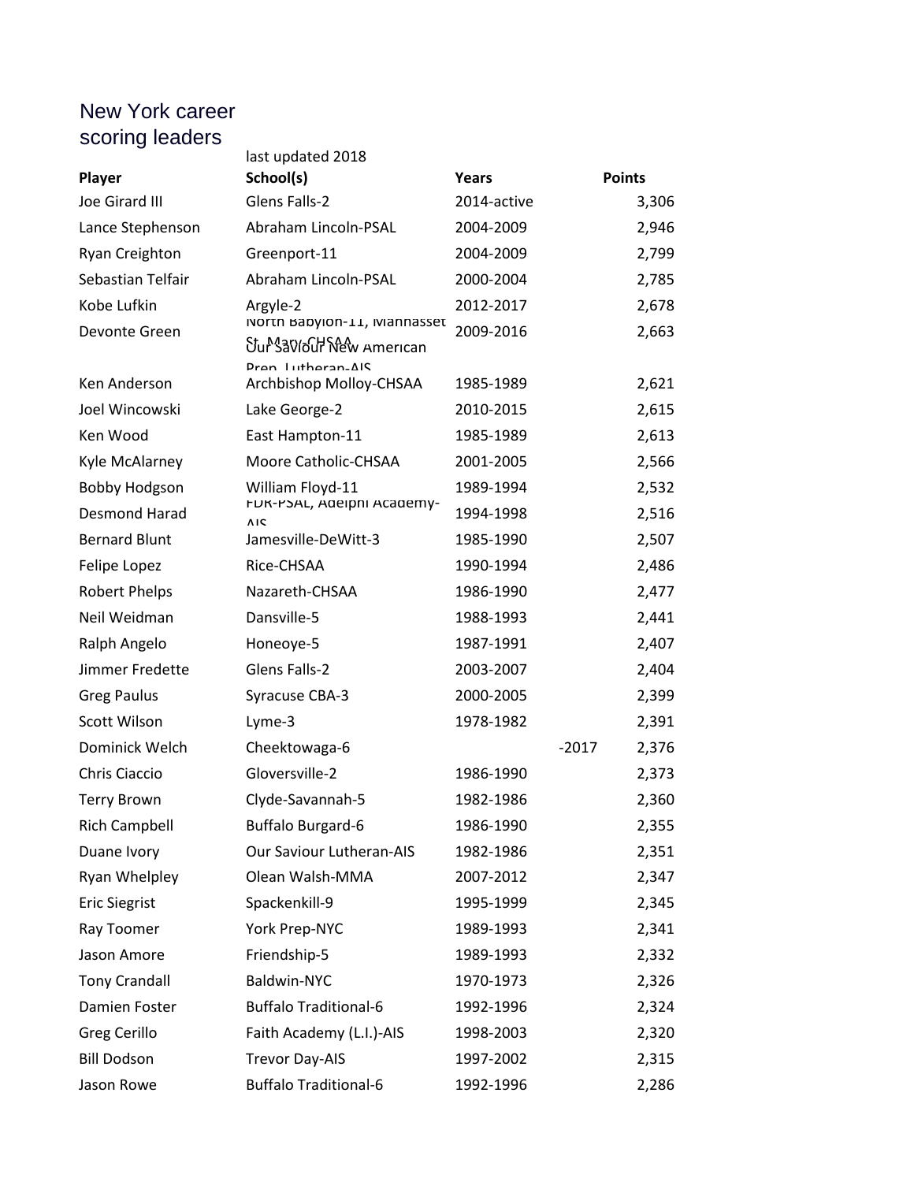# New York career scoring leaders

last updated 2018

| Player | School(s) | Years | Points |
|---|---|---|---|
| Joe Girard III | Glens Falls-2 | 2014-active | 3,306 |
| Lance Stephenson | Abraham Lincoln-PSAL | 2004-2009 | 2,946 |
| Ryan Creighton | Greenport-11 | 2004-2009 | 2,799 |
| Sebastian Telfair | Abraham Lincoln-PSAL | 2000-2004 | 2,785 |
| Kobe Lufkin | Argyle-2 | 2012-2017 | 2,678 |
| Devonte Green | North Babylon-11, Manhasset St. Mary-CHSAA, Our Saviour New American Prep, Lutheran-AIS | 2009-2016 | 2,663 |
| Ken Anderson | Archbishop Molloy-CHSAA | 1985-1989 | 2,621 |
| Joel Wincowski | Lake George-2 | 2010-2015 | 2,615 |
| Ken Wood | East Hampton-11 | 1985-1989 | 2,613 |
| Kyle McAlarney | Moore Catholic-CHSAA | 2001-2005 | 2,566 |
| Bobby Hodgson | William Floyd-11 | 1989-1994 | 2,532 |
| Desmond Harad | FDR-PSAL, Adelphi Academy-AIS | 1994-1998 | 2,516 |
| Bernard Blunt | Jamesville-DeWitt-3 | 1985-1990 | 2,507 |
| Felipe Lopez | Rice-CHSAA | 1990-1994 | 2,486 |
| Robert Phelps | Nazareth-CHSAA | 1986-1990 | 2,477 |
| Neil Weidman | Dansville-5 | 1988-1993 | 2,441 |
| Ralph Angelo | Honeoye-5 | 1987-1991 | 2,407 |
| Jimmer Fredette | Glens Falls-2 | 2003-2007 | 2,404 |
| Greg Paulus | Syracuse CBA-3 | 2000-2005 | 2,399 |
| Scott Wilson | Lyme-3 | 1978-1982 | 2,391 |
| Dominick Welch | Cheektowaga-6 | -2017 | 2,376 |
| Chris Ciaccio | Gloversville-2 | 1986-1990 | 2,373 |
| Terry Brown | Clyde-Savannah-5 | 1982-1986 | 2,360 |
| Rich Campbell | Buffalo Burgard-6 | 1986-1990 | 2,355 |
| Duane Ivory | Our Saviour Lutheran-AIS | 1982-1986 | 2,351 |
| Ryan Whelpley | Olean Walsh-MMA | 2007-2012 | 2,347 |
| Eric Siegrist | Spackenkill-9 | 1995-1999 | 2,345 |
| Ray Toomer | York Prep-NYC | 1989-1993 | 2,341 |
| Jason Amore | Friendship-5 | 1989-1993 | 2,332 |
| Tony Crandall | Baldwin-NYC | 1970-1973 | 2,326 |
| Damien Foster | Buffalo Traditional-6 | 1992-1996 | 2,324 |
| Greg Cerillo | Faith Academy (L.I.)-AIS | 1998-2003 | 2,320 |
| Bill Dodson | Trevor Day-AIS | 1997-2002 | 2,315 |
| Jason Rowe | Buffalo Traditional-6 | 1992-1996 | 2,286 |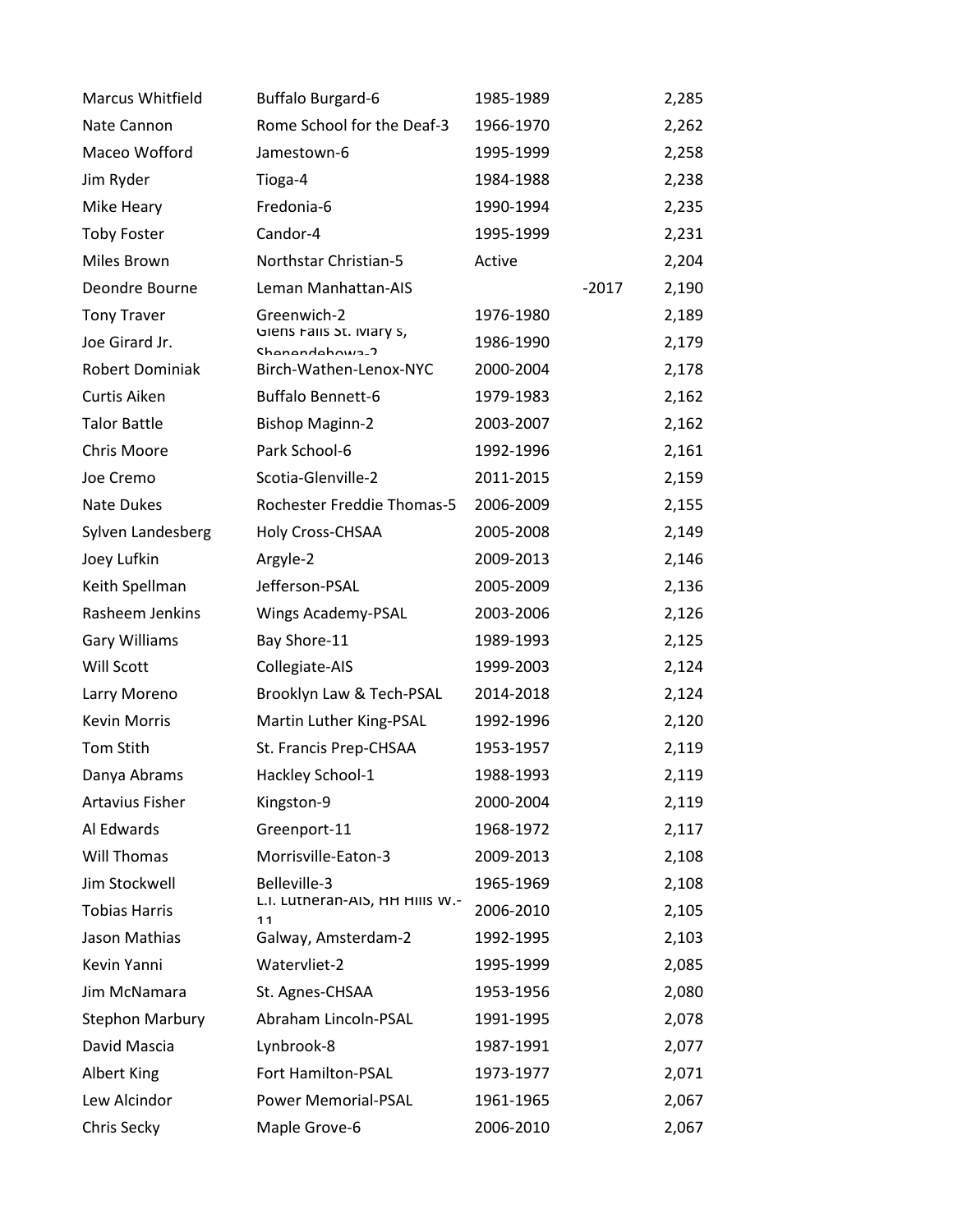| | | | | |
|---|---|---|---|---|
| Marcus Whitfield | Buffalo Burgard-6 | 1985-1989 | | 2,285 |
| Nate Cannon | Rome School for the Deaf-3 | 1966-1970 | | 2,262 |
| Maceo Wofford | Jamestown-6 | 1995-1999 | | 2,258 |
| Jim Ryder | Tioga-4 | 1984-1988 | | 2,238 |
| Mike Heary | Fredonia-6 | 1990-1994 | | 2,235 |
| Toby Foster | Candor-4 | 1995-1999 | | 2,231 |
| Miles Brown | Northstar Christian-5 | Active | | 2,204 |
| Deondre Bourne | Leman Manhattan-AIS | | -2017 | 2,190 |
| Tony Traver | Greenwich-2 | 1976-1980 | | 2,189 |
| Joe Girard Jr. | Glens Falls St. Mary's, Shenendehowa-2 | 1986-1990 | | 2,179 |
| Robert Dominiak | Birch-Wathen-Lenox-NYC | 2000-2004 | | 2,178 |
| Curtis Aiken | Buffalo Bennett-6 | 1979-1983 | | 2,162 |
| Talor Battle | Bishop Maginn-2 | 2003-2007 | | 2,162 |
| Chris Moore | Park School-6 | 1992-1996 | | 2,161 |
| Joe Cremo | Scotia-Glenville-2 | 2011-2015 | | 2,159 |
| Nate Dukes | Rochester Freddie Thomas-5 | 2006-2009 | | 2,155 |
| Sylven Landesberg | Holy Cross-CHSAA | 2005-2008 | | 2,149 |
| Joey Lufkin | Argyle-2 | 2009-2013 | | 2,146 |
| Keith Spellman | Jefferson-PSAL | 2005-2009 | | 2,136 |
| Rasheem Jenkins | Wings Academy-PSAL | 2003-2006 | | 2,126 |
| Gary Williams | Bay Shore-11 | 1989-1993 | | 2,125 |
| Will Scott | Collegiate-AIS | 1999-2003 | | 2,124 |
| Larry Moreno | Brooklyn Law & Tech-PSAL | 2014-2018 | | 2,124 |
| Kevin Morris | Martin Luther King-PSAL | 1992-1996 | | 2,120 |
| Tom Stith | St. Francis Prep-CHSAA | 1953-1957 | | 2,119 |
| Danya Abrams | Hackley School-1 | 1988-1993 | | 2,119 |
| Artavius Fisher | Kingston-9 | 2000-2004 | | 2,119 |
| Al Edwards | Greenport-11 | 1968-1972 | | 2,117 |
| Will Thomas | Morrisville-Eaton-3 | 2009-2013 | | 2,108 |
| Jim Stockwell | Belleville-3 | 1965-1969 | | 2,108 |
| Tobias Harris | L.I. Lutheran-AIS, HH Hills W.-11 | 2006-2010 | | 2,105 |
| Jason Mathias | Galway, Amsterdam-2 | 1992-1995 | | 2,103 |
| Kevin Yanni | Watervliet-2 | 1995-1999 | | 2,085 |
| Jim McNamara | St. Agnes-CHSAA | 1953-1956 | | 2,080 |
| Stephon Marbury | Abraham Lincoln-PSAL | 1991-1995 | | 2,078 |
| David Mascia | Lynbrook-8 | 1987-1991 | | 2,077 |
| Albert King | Fort Hamilton-PSAL | 1973-1977 | | 2,071 |
| Lew Alcindor | Power Memorial-PSAL | 1961-1965 | | 2,067 |
| Chris Secky | Maple Grove-6 | 2006-2010 | | 2,067 |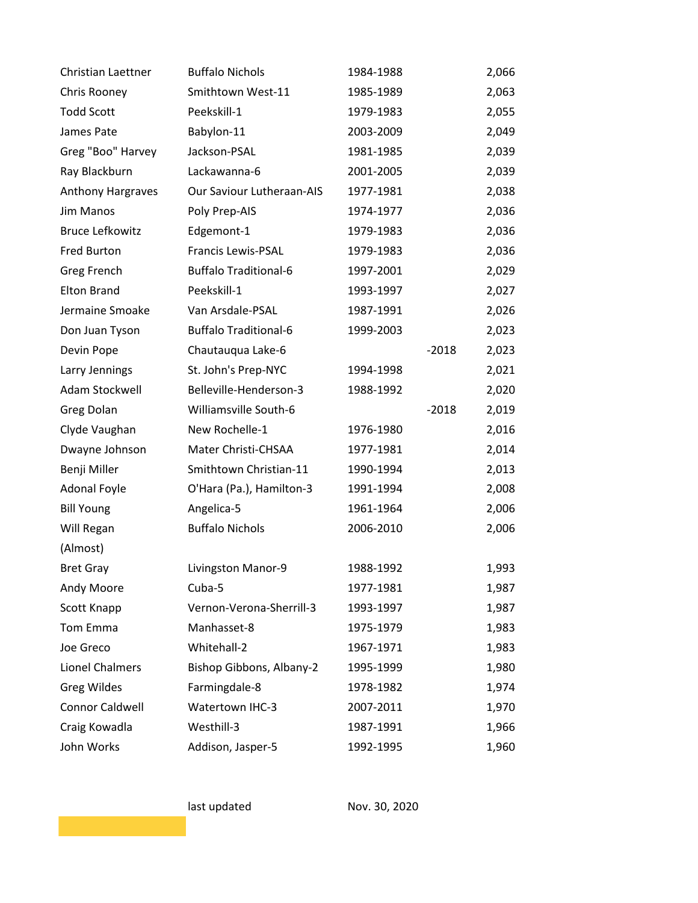| | | | | |
|---|---|---|---|---|
| Christian Laettner | Buffalo Nichols | 1984-1988 | | 2,066 |
| Chris Rooney | Smithtown West-11 | 1985-1989 | | 2,063 |
| Todd Scott | Peekskill-1 | 1979-1983 | | 2,055 |
| James Pate | Babylon-11 | 2003-2009 | | 2,049 |
| Greg "Boo" Harvey | Jackson-PSAL | 1981-1985 | | 2,039 |
| Ray Blackburn | Lackawanna-6 | 2001-2005 | | 2,039 |
| Anthony Hargraves | Our Saviour Lutheraan-AIS | 1977-1981 | | 2,038 |
| Jim Manos | Poly Prep-AIS | 1974-1977 | | 2,036 |
| Bruce Lefkowitz | Edgemont-1 | 1979-1983 | | 2,036 |
| Fred Burton | Francis Lewis-PSAL | 1979-1983 | | 2,036 |
| Greg French | Buffalo Traditional-6 | 1997-2001 | | 2,029 |
| Elton Brand | Peekskill-1 | 1993-1997 | | 2,027 |
| Jermaine Smoake | Van Arsdale-PSAL | 1987-1991 | | 2,026 |
| Don Juan Tyson | Buffalo Traditional-6 | 1999-2003 | | 2,023 |
| Devin Pope | Chautauqua Lake-6 | | -2018 | 2,023 |
| Larry Jennings | St. John's Prep-NYC | 1994-1998 | | 2,021 |
| Adam Stockwell | Belleville-Henderson-3 | 1988-1992 | | 2,020 |
| Greg Dolan | Williamsville South-6 | | -2018 | 2,019 |
| Clyde Vaughan | New Rochelle-1 | 1976-1980 | | 2,016 |
| Dwayne Johnson | Mater Christi-CHSAA | 1977-1981 | | 2,014 |
| Benji Miller | Smithtown Christian-11 | 1990-1994 | | 2,013 |
| Adonal Foyle | O'Hara (Pa.), Hamilton-3 | 1991-1994 | | 2,008 |
| Bill Young | Angelica-5 | 1961-1964 | | 2,006 |
| Will Regan | Buffalo Nichols | 2006-2010 | | 2,006 |
| (Almost) | | | | |
| Bret Gray | Livingston Manor-9 | 1988-1992 | | 1,993 |
| Andy Moore | Cuba-5 | 1977-1981 | | 1,987 |
| Scott Knapp | Vernon-Verona-Sherrill-3 | 1993-1997 | | 1,987 |
| Tom Emma | Manhasset-8 | 1975-1979 | | 1,983 |
| Joe Greco | Whitehall-2 | 1967-1971 | | 1,983 |
| Lionel Chalmers | Bishop Gibbons, Albany-2 | 1995-1999 | | 1,980 |
| Greg Wildes | Farmingdale-8 | 1978-1982 | | 1,974 |
| Connor Caldwell | Watertown IHC-3 | 2007-2011 | | 1,970 |
| Craig Kowadla | Westhill-3 | 1987-1991 | | 1,966 |
| John Works | Addison, Jasper-5 | 1992-1995 | | 1,960 |

last updated Nov. 30, 2020